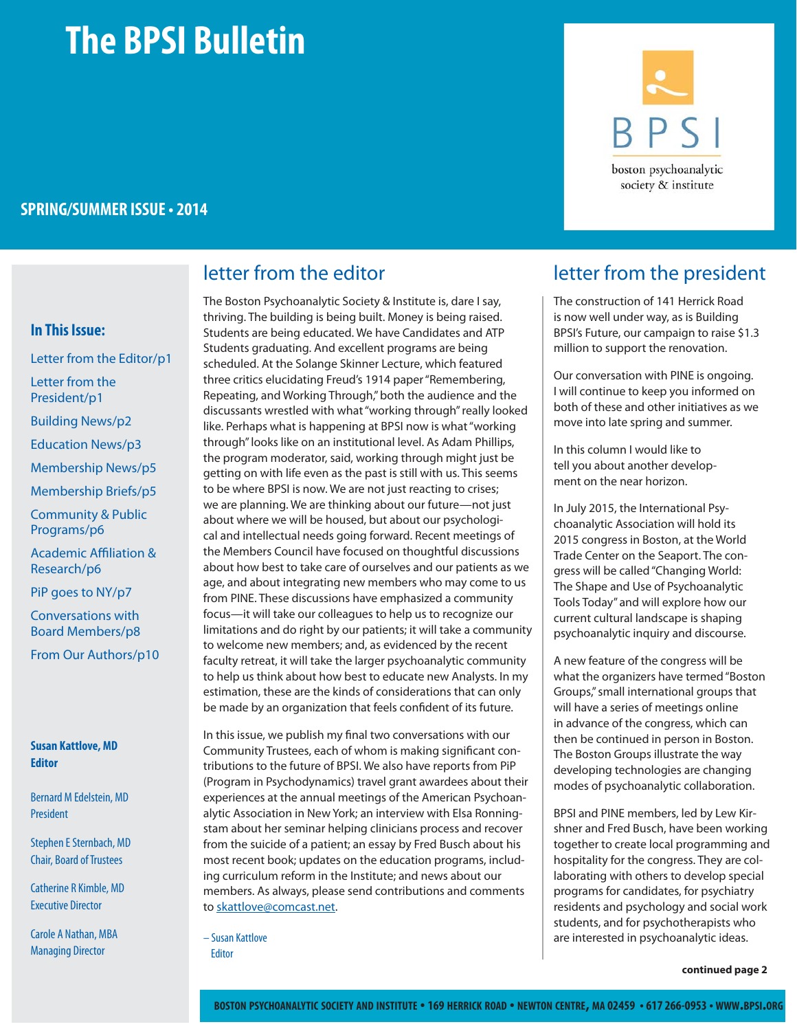# The BPSI Bulletin

BPSI
boston psychoanalytic society & institute

**SPRING/SUMMER ISSUE • 2014**

**In This Issue:**

- Letter from the Editor/p1
- Letter from the President/p1
- Building News/p2
- Education News/p3
- Membership News/p5
- Membership Briefs/p5
- Community & Public Programs/p6
- Academic Affiliation & Research/p6
- PiP goes to NY/p7
- Conversations with Board Members/p8
- From Our Authors/p10

**Susan Kattlove, MD**
**Editor**

Bernard M Edelstein, MD
President

Stephen E Sternbach, MD
Chair, Board of Trustees

Catherine R Kimble, MD
Executive Director

Carole A Nathan, MBA
Managing Director

## letter from the editor

The Boston Psychoanalytic Society & Institute is, dare I say, thriving. The building is being built. Money is being raised. Students are being educated. We have Candidates and ATP Students graduating. And excellent programs are being scheduled. At the Solange Skinner Lecture, which featured three critics elucidating Freud's 1914 paper "Remembering, Repeating, and Working Through," both the audience and the discussants wrestled with what "working through" really looked like. Perhaps what is happening at BPSI now is what "working through" looks like on an institutional level. As Adam Phillips, the program moderator, said, working through might just be getting on with life even as the past is still with us. This seems to be where BPSI is now. We are not just reacting to crises; we are planning. We are thinking about our future—not just about where we will be housed, but about our psychological and intellectual needs going forward. Recent meetings of the Members Council have focused on thoughtful discussions about how best to take care of ourselves and our patients as we age, and about integrating new members who may come to us from PINE. These discussions have emphasized a community focus—it will take our colleagues to help us to recognize our limitations and do right by our patients; it will take a community to welcome new members; and, as evidenced by the recent faculty retreat, it will take the larger psychoanalytic community to help us think about how best to educate new Analysts. In my estimation, these are the kinds of considerations that can only be made by an organization that feels confident of its future.

In this issue, we publish my final two conversations with our Community Trustees, each of whom is making significant contributions to the future of BPSI. We also have reports from PiP (Program in Psychodynamics) travel grant awardees about their experiences at the annual meetings of the American Psychoanalytic Association in New York; an interview with Elsa Ronningstam about her seminar helping clinicians process and recover from the suicide of a patient; an essay by Fred Busch about his most recent book; updates on the education programs, including curriculum reform in the Institute; and news about our members. As always, please send contributions and comments to skattlove@comcast.net.

– Susan Kattlove
Editor

## letter from the president

The construction of 141 Herrick Road is now well under way, as is Building BPSI's Future, our campaign to raise $1.3 million to support the renovation.

Our conversation with PINE is ongoing. I will continue to keep you informed on both of these and other initiatives as we move into late spring and summer.

In this column I would like to tell you about another development on the near horizon.

In July 2015, the International Psychoanalytic Association will hold its 2015 congress in Boston, at the World Trade Center on the Seaport. The congress will be called "Changing World: The Shape and Use of Psychoanalytic Tools Today" and will explore how our current cultural landscape is shaping psychoanalytic inquiry and discourse.

A new feature of the congress will be what the organizers have termed "Boston Groups," small international groups that will have a series of meetings online in advance of the congress, which can then be continued in person in Boston. The Boston Groups illustrate the way developing technologies are changing modes of psychoanalytic collaboration.

BPSI and PINE members, led by Lew Kirshner and Fred Busch, have been working together to create local programming and hospitality for the congress. They are collaborating with others to develop special programs for candidates, for psychiatry residents and psychology and social work students, and for psychotherapists who are interested in psychoanalytic ideas.

**continued page 2**

BOSTON PSYCHOANALYTIC SOCIETY AND INSTITUTE • 169 HERRICK ROAD • NEWTON CENTRE, MA 02459 • 617 266-0953 • WWW.BPSI.ORG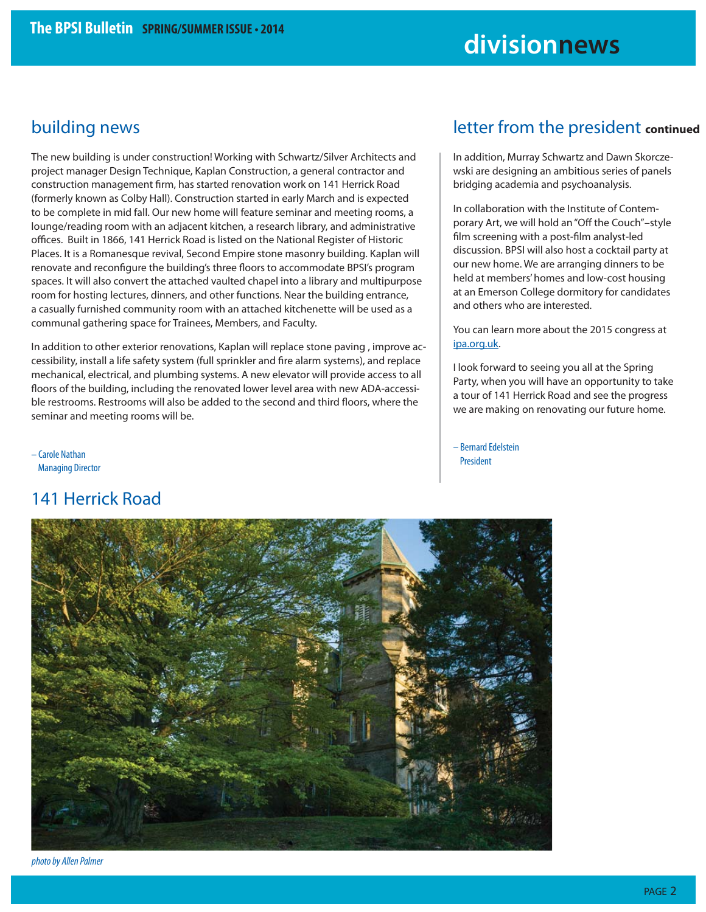## building news

The new building is under construction! Working with Schwartz/Silver Architects and project manager Design Technique, Kaplan Construction, a general contractor and construction management firm, has started renovation work on 141 Herrick Road (formerly known as Colby Hall). Construction started in early March and is expected to be complete in mid fall. Our new home will feature seminar and meeting rooms, a lounge/reading room with an adjacent kitchen, a research library, and administrative offices. Built in 1866, 141 Herrick Road is listed on the National Register of Historic Places. It is a Romanesque revival, Second Empire stone masonry building. Kaplan will renovate and reconfigure the building's three floors to accommodate BPSI's program spaces. It will also convert the attached vaulted chapel into a library and multipurpose room for hosting lectures, dinners, and other functions. Near the building entrance, a casually furnished community room with an attached kitchenette will be used as a communal gathering space for Trainees, Members, and Faculty.

In addition to other exterior renovations, Kaplan will replace stone paving , improve accessibility, install a life safety system (full sprinkler and fire alarm systems), and replace mechanical, electrical, and plumbing systems. A new elevator will provide access to all floors of the building, including the renovated lower level area with new ADA-accessible restrooms. Restrooms will also be added to the second and third floors, where the seminar and meeting rooms will be.

– Carole Nathan
Managing Director

## 141 Herrick Road

*photo by Allen Palmer*

## letter from the president **continued**

In addition, Murray Schwartz and Dawn Skorczewski are designing an ambitious series of panels bridging academia and psychoanalysis.

In collaboration with the Institute of Contemporary Art, we will hold an "Off the Couch"–style film screening with a post-film analyst-led discussion. BPSI will also host a cocktail party at our new home. We are arranging dinners to be held at members' homes and low-cost housing at an Emerson College dormitory for candidates and others who are interested.

You can learn more about the 2015 congress at ipa.org.uk.

I look forward to seeing you all at the Spring Party, when you will have an opportunity to take a tour of 141 Herrick Road and see the progress we are making on renovating our future home.

– Bernard Edelstein
President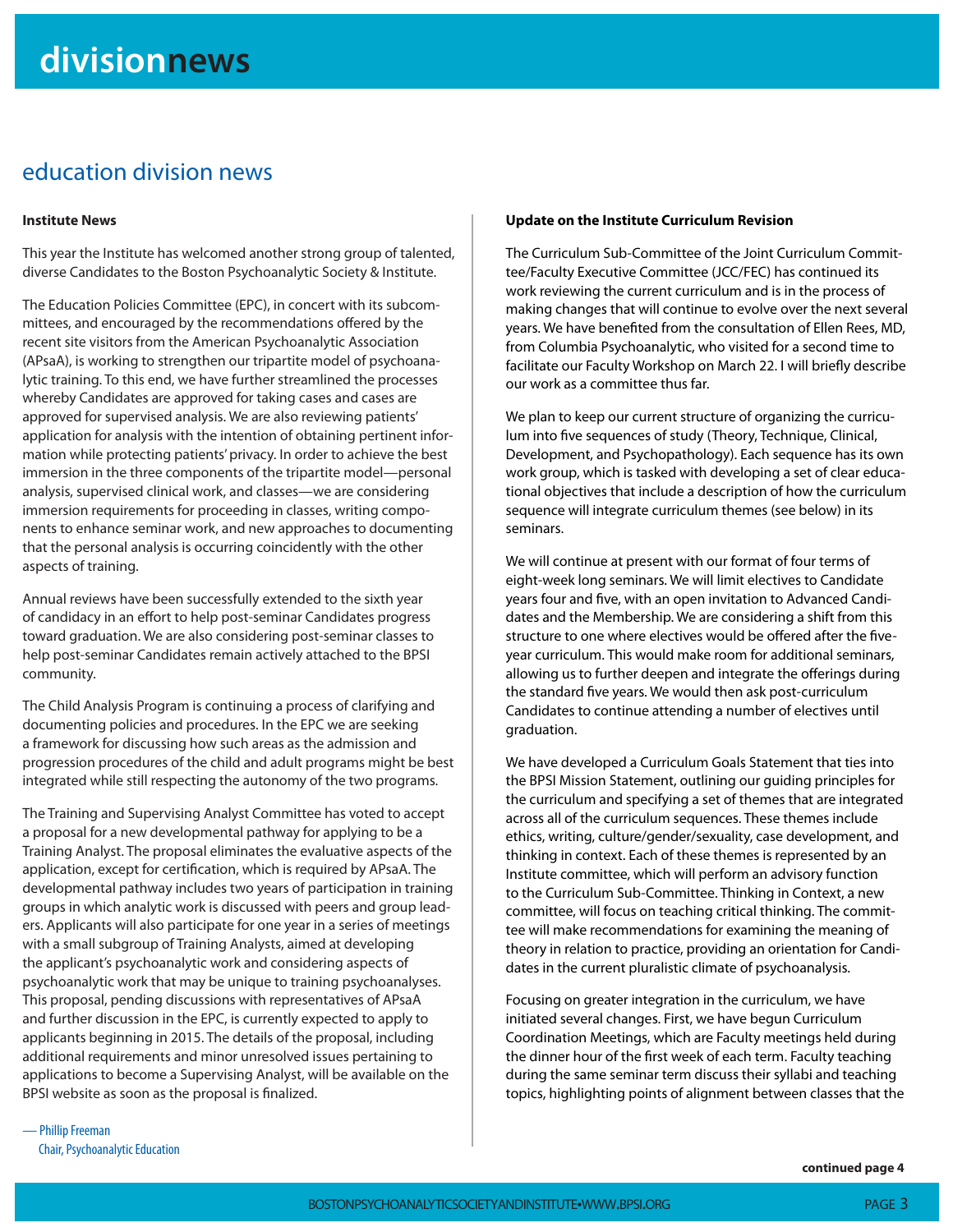# division news

## education division news

### Institute News

This year the Institute has welcomed another strong group of talented, diverse Candidates to the Boston Psychoanalytic Society & Institute.

The Education Policies Committee (EPC), in concert with its subcommittees, and encouraged by the recommendations offered by the recent site visitors from the American Psychoanalytic Association (APsaA), is working to strengthen our tripartite model of psychoanalytic training. To this end, we have further streamlined the processes whereby Candidates are approved for taking cases and cases are approved for supervised analysis. We are also reviewing patients' application for analysis with the intention of obtaining pertinent information while protecting patients' privacy. In order to achieve the best immersion in the three components of the tripartite model—personal analysis, supervised clinical work, and classes—we are considering immersion requirements for proceeding in classes, writing components to enhance seminar work, and new approaches to documenting that the personal analysis is occurring coincidently with the other aspects of training.

Annual reviews have been successfully extended to the sixth year of candidacy in an effort to help post-seminar Candidates progress toward graduation. We are also considering post-seminar classes to help post-seminar Candidates remain actively attached to the BPSI community.

The Child Analysis Program is continuing a process of clarifying and documenting policies and procedures. In the EPC we are seeking a framework for discussing how such areas as the admission and progression procedures of the child and adult programs might be best integrated while still respecting the autonomy of the two programs.

The Training and Supervising Analyst Committee has voted to accept a proposal for a new developmental pathway for applying to be a Training Analyst. The proposal eliminates the evaluative aspects of the application, except for certification, which is required by APsaA. The developmental pathway includes two years of participation in training groups in which analytic work is discussed with peers and group leaders. Applicants will also participate for one year in a series of meetings with a small subgroup of Training Analysts, aimed at developing the applicant's psychoanalytic work and considering aspects of psychoanalytic work that may be unique to training psychoanalyses. This proposal, pending discussions with representatives of APsaA and further discussion in the EPC, is currently expected to apply to applicants beginning in 2015. The details of the proposal, including additional requirements and minor unresolved issues pertaining to applications to become a Supervising Analyst, will be available on the BPSI website as soon as the proposal is finalized.

— Phillip Freeman
Chair, Psychoanalytic Education

### Update on the Institute Curriculum Revision

The Curriculum Sub-Committee of the Joint Curriculum Committee/Faculty Executive Committee (JCC/FEC) has continued its work reviewing the current curriculum and is in the process of making changes that will continue to evolve over the next several years. We have benefited from the consultation of Ellen Rees, MD, from Columbia Psychoanalytic, who visited for a second time to facilitate our Faculty Workshop on March 22. I will briefly describe our work as a committee thus far.

We plan to keep our current structure of organizing the curriculum into five sequences of study (Theory, Technique, Clinical, Development, and Psychopathology). Each sequence has its own work group, which is tasked with developing a set of clear educational objectives that include a description of how the curriculum sequence will integrate curriculum themes (see below) in its seminars.

We will continue at present with our format of four terms of eight-week long seminars. We will limit electives to Candidate years four and five, with an open invitation to Advanced Candidates and the Membership. We are considering a shift from this structure to one where electives would be offered after the five-year curriculum. This would make room for additional seminars, allowing us to further deepen and integrate the offerings during the standard five years. We would then ask post-curriculum Candidates to continue attending a number of electives until graduation.

We have developed a Curriculum Goals Statement that ties into the BPSI Mission Statement, outlining our guiding principles for the curriculum and specifying a set of themes that are integrated across all of the curriculum sequences. These themes include ethics, writing, culture/gender/sexuality, case development, and thinking in context. Each of these themes is represented by an Institute committee, which will perform an advisory function to the Curriculum Sub-Committee. Thinking in Context, a new committee, will focus on teaching critical thinking. The committee will make recommendations for examining the meaning of theory in relation to practice, providing an orientation for Candidates in the current pluralistic climate of psychoanalysis.

Focusing on greater integration in the curriculum, we have initiated several changes. First, we have begun Curriculum Coordination Meetings, which are Faculty meetings held during the dinner hour of the first week of each term. Faculty teaching during the same seminar term discuss their syllabi and teaching topics, highlighting points of alignment between classes that the

**continued page 4**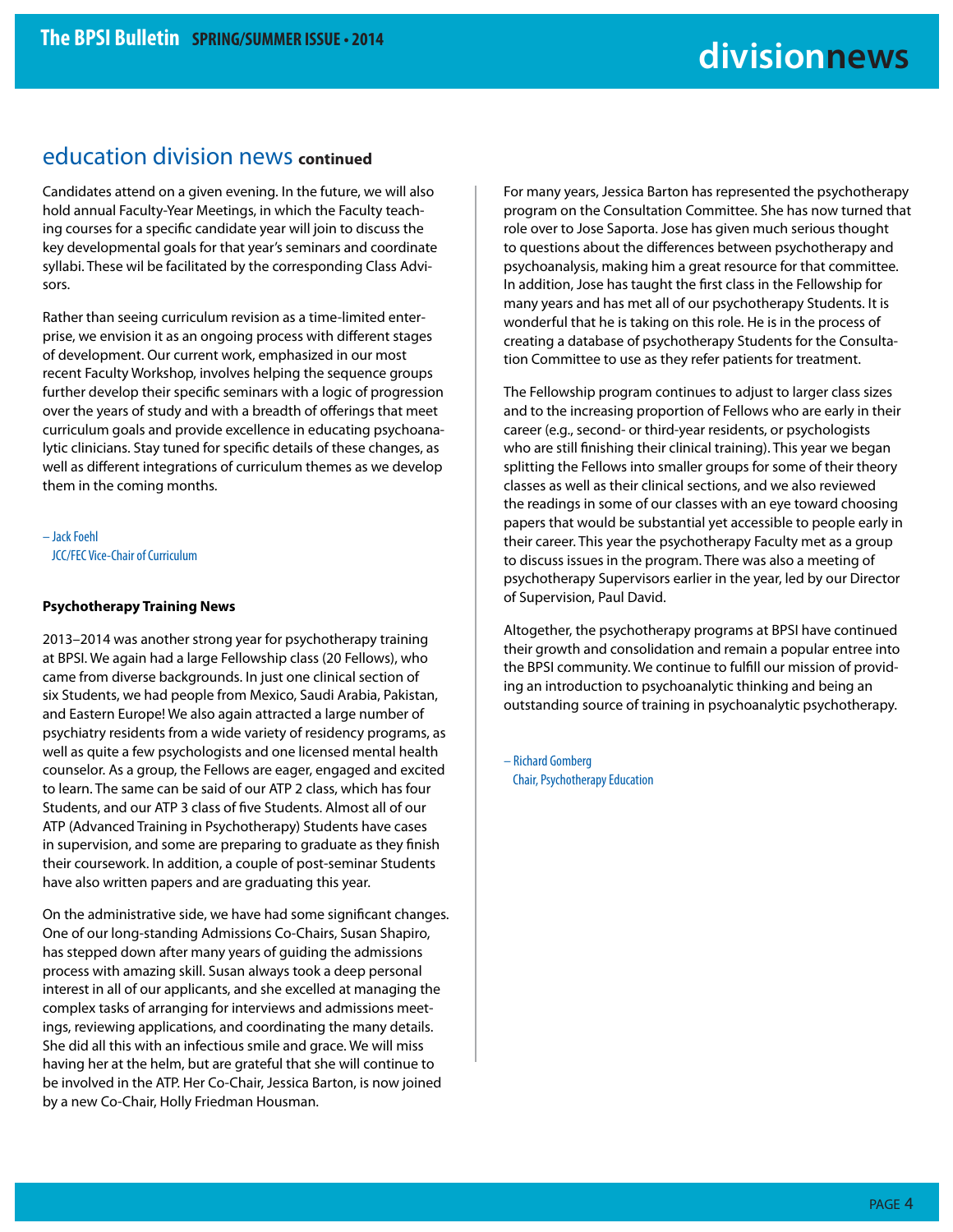## education division news continued

Candidates attend on a given evening. In the future, we will also hold annual Faculty-Year Meetings, in which the Faculty teaching courses for a specific candidate year will join to discuss the key developmental goals for that year's seminars and coordinate syllabi. These wil be facilitated by the corresponding Class Advisors.

Rather than seeing curriculum revision as a time-limited enterprise, we envision it as an ongoing process with different stages of development. Our current work, emphasized in our most recent Faculty Workshop, involves helping the sequence groups further develop their specific seminars with a logic of progression over the years of study and with a breadth of offerings that meet curriculum goals and provide excellence in educating psychoanalytic clinicians. Stay tuned for specific details of these changes, as well as different integrations of curriculum themes as we develop them in the coming months.

– Jack Foehl
JCC/FEC Vice-Chair of Curriculum

**Psychotherapy Training News**

2013–2014 was another strong year for psychotherapy training at BPSI. We again had a large Fellowship class (20 Fellows), who came from diverse backgrounds. In just one clinical section of six Students, we had people from Mexico, Saudi Arabia, Pakistan, and Eastern Europe! We also again attracted a large number of psychiatry residents from a wide variety of residency programs, as well as quite a few psychologists and one licensed mental health counselor. As a group, the Fellows are eager, engaged and excited to learn. The same can be said of our ATP 2 class, which has four Students, and our ATP 3 class of five Students. Almost all of our ATP (Advanced Training in Psychotherapy) Students have cases in supervision, and some are preparing to graduate as they finish their coursework. In addition, a couple of post-seminar Students have also written papers and are graduating this year.

On the administrative side, we have had some significant changes. One of our long-standing Admissions Co-Chairs, Susan Shapiro, has stepped down after many years of guiding the admissions process with amazing skill. Susan always took a deep personal interest in all of our applicants, and she excelled at managing the complex tasks of arranging for interviews and admissions meetings, reviewing applications, and coordinating the many details. She did all this with an infectious smile and grace. We will miss having her at the helm, but are grateful that she will continue to be involved in the ATP. Her Co-Chair, Jessica Barton, is now joined by a new Co-Chair, Holly Friedman Housman.

For many years, Jessica Barton has represented the psychotherapy program on the Consultation Committee. She has now turned that role over to Jose Saporta. Jose has given much serious thought to questions about the differences between psychotherapy and psychoanalysis, making him a great resource for that committee. In addition, Jose has taught the first class in the Fellowship for many years and has met all of our psychotherapy Students. It is wonderful that he is taking on this role. He is in the process of creating a database of psychotherapy Students for the Consultation Committee to use as they refer patients for treatment.

The Fellowship program continues to adjust to larger class sizes and to the increasing proportion of Fellows who are early in their career (e.g., second- or third-year residents, or psychologists who are still finishing their clinical training). This year we began splitting the Fellows into smaller groups for some of their theory classes as well as their clinical sections, and we also reviewed the readings in some of our classes with an eye toward choosing papers that would be substantial yet accessible to people early in their career. This year the psychotherapy Faculty met as a group to discuss issues in the program. There was also a meeting of psychotherapy Supervisors earlier in the year, led by our Director of Supervision, Paul David.

Altogether, the psychotherapy programs at BPSI have continued their growth and consolidation and remain a popular entree into the BPSI community. We continue to fulfill our mission of providing an introduction to psychoanalytic thinking and being an outstanding source of training in psychoanalytic psychotherapy.

– Richard Gomberg
Chair, Psychotherapy Education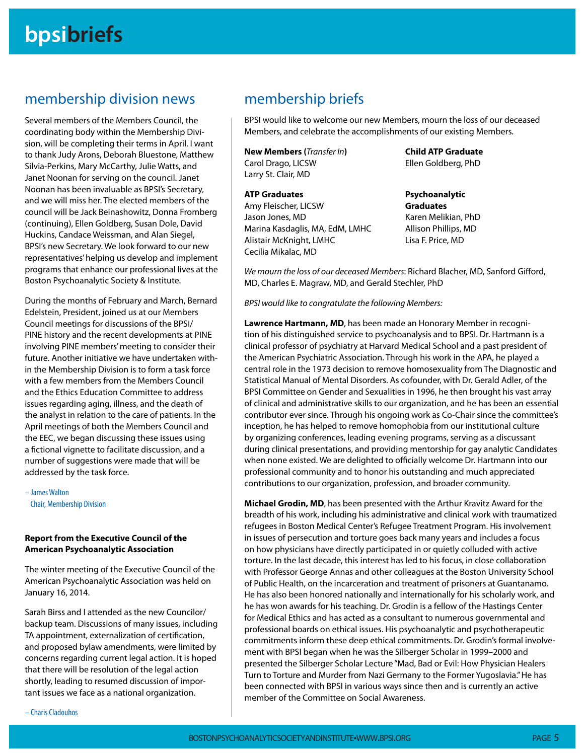# bpsibriefs

## membership division news

Several members of the Members Council, the coordinating body within the Membership Division, will be completing their terms in April. I want to thank Judy Arons, Deborah Bluestone, Matthew Silvia-Perkins, Mary McCarthy, Julie Watts, and Janet Noonan for serving on the council. Janet Noonan has been invaluable as BPSI's Secretary, and we will miss her. The elected members of the council will be Jack Beinashowitz, Donna Fromberg (continuing), Ellen Goldberg, Susan Dole, David Huckins, Candace Weissman, and Alan Siegel, BPSI's new Secretary. We look forward to our new representatives' helping us develop and implement programs that enhance our professional lives at the Boston Psychoanalytic Society & Institute.

During the months of February and March, Bernard Edelstein, President, joined us at our Members Council meetings for discussions of the BPSI/PINE history and the recent developments at PINE involving PINE members' meeting to consider their future. Another initiative we have undertaken within the Membership Division is to form a task force with a few members from the Members Council and the Ethics Education Committee to address issues regarding aging, illness, and the death of the analyst in relation to the care of patients. In the April meetings of both the Members Council and the EEC, we began discussing these issues using a fictional vignette to facilitate discussion, and a number of suggestions were made that will be addressed by the task force.

– James Walton
Chair, Membership Division

**Report from the Executive Council of the American Psychoanalytic Association**

The winter meeting of the Executive Council of the American Psychoanalytic Association was held on January 16, 2014.

Sarah Birss and I attended as the new Councilor/backup team. Discussions of many issues, including TA appointment, externalization of certification, and proposed bylaw amendments, were limited by concerns regarding current legal action. It is hoped that there will be resolution of the legal action shortly, leading to resumed discussion of important issues we face as a national organization.

– Charis Cladouhos

## membership briefs

BPSI would like to welcome our new Members, mourn the loss of our deceased Members, and celebrate the accomplishments of our existing Members.

**New Members (***Transfer In***)**
Carol Drago, LICSW
Larry St. Clair, MD

**ATP Graduates**
Amy Fleischer, LICSW
Jason Jones, MD
Marina Kasdaglis, MA, EdM, LMHC
Alistair McKnight, LMHC
Cecilia Mikalac, MD

**Child ATP Graduate**
Ellen Goldberg, PhD

**Psychoanalytic Graduates**
Karen Melikian, PhD
Allison Phillips, MD
Lisa F. Price, MD

*We mourn the loss of our deceased Members*: Richard Blacher, MD, Sanford Gifford, MD, Charles E. Magraw, MD, and Gerald Stechler, PhD

*BPSI would like to congratulate the following Members:*

**Lawrence Hartmann, MD**, has been made an Honorary Member in recognition of his distinguished service to psychoanalysis and to BPSI. Dr. Hartmann is a clinical professor of psychiatry at Harvard Medical School and a past president of the American Psychiatric Association. Through his work in the APA, he played a central role in the 1973 decision to remove homosexuality from The Diagnostic and Statistical Manual of Mental Disorders. As cofounder, with Dr. Gerald Adler, of the BPSI Committee on Gender and Sexualities in 1996, he then brought his vast array of clinical and administrative skills to our organization, and he has been an essential contributor ever since. Through his ongoing work as Co-Chair since the committee's inception, he has helped to remove homophobia from our institutional culture by organizing conferences, leading evening programs, serving as a discussant during clinical presentations, and providing mentorship for gay analytic Candidates when none existed. We are delighted to officially welcome Dr. Hartmann into our professional community and to honor his outstanding and much appreciated contributions to our organization, profession, and broader community.

**Michael Grodin, MD**, has been presented with the Arthur Kravitz Award for the breadth of his work, including his administrative and clinical work with traumatized refugees in Boston Medical Center's Refugee Treatment Program. His involvement in issues of persecution and torture goes back many years and includes a focus on how physicians have directly participated in or quietly colluded with active torture. In the last decade, this interest has led to his focus, in close collaboration with Professor George Annas and other colleagues at the Boston University School of Public Health, on the incarceration and treatment of prisoners at Guantanamo. He has also been honored nationally and internationally for his scholarly work, and he has won awards for his teaching. Dr. Grodin is a fellow of the Hastings Center for Medical Ethics and has acted as a consultant to numerous governmental and professional boards on ethical issues. His psychoanalytic and psychotherapeutic commitments inform these deep ethical commitments. Dr. Grodin's formal involvement with BPSI began when he was the Silberger Scholar in 1999–2000 and presented the Silberger Scholar Lecture "Mad, Bad or Evil: How Physician Healers Turn to Torture and Murder from Nazi Germany to the Former Yugoslavia." He has been connected with BPSI in various ways since then and is currently an active member of the Committee on Social Awareness.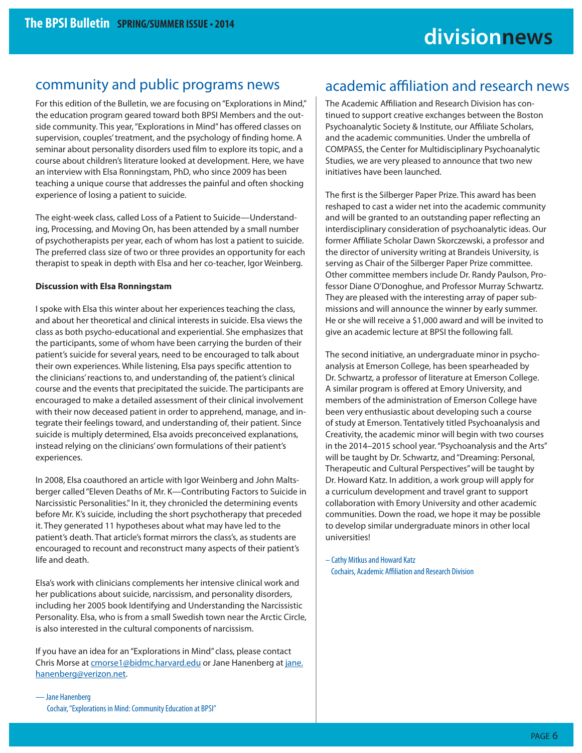# divisionnews

## community and public programs news

For this edition of the Bulletin, we are focusing on "Explorations in Mind," the education program geared toward both BPSI Members and the outside community. This year, "Explorations in Mind" has offered classes on supervision, couples' treatment, and the psychology of finding home. A seminar about personality disorders used film to explore its topic, and a course about children's literature looked at development. Here, we have an interview with Elsa Ronningstam, PhD, who since 2009 has been teaching a unique course that addresses the painful and often shocking experience of losing a patient to suicide.

The eight-week class, called Loss of a Patient to Suicide—Understanding, Processing, and Moving On, has been attended by a small number of psychotherapists per year, each of whom has lost a patient to suicide. The preferred class size of two or three provides an opportunity for each therapist to speak in depth with Elsa and her co-teacher, Igor Weinberg.

**Discussion with Elsa Ronningstam**

I spoke with Elsa this winter about her experiences teaching the class, and about her theoretical and clinical interests in suicide. Elsa views the class as both psycho-educational and experiential. She emphasizes that the participants, some of whom have been carrying the burden of their patient's suicide for several years, need to be encouraged to talk about their own experiences. While listening, Elsa pays specific attention to the clinicians' reactions to, and understanding of, the patient's clinical course and the events that precipitated the suicide. The participants are encouraged to make a detailed assessment of their clinical involvement with their now deceased patient in order to apprehend, manage, and integrate their feelings toward, and understanding of, their patient. Since suicide is multiply determined, Elsa avoids preconceived explanations, instead relying on the clinicians' own formulations of their patient's experiences.

In 2008, Elsa coauthored an article with Igor Weinberg and John Maltsberger called "Eleven Deaths of Mr. K—Contributing Factors to Suicide in Narcissistic Personalities." In it, they chronicled the determining events before Mr. K's suicide, including the short psychotherapy that preceded it. They generated 11 hypotheses about what may have led to the patient's death. That article's format mirrors the class's, as students are encouraged to recount and reconstruct many aspects of their patient's life and death.

Elsa's work with clinicians complements her intensive clinical work and her publications about suicide, narcissism, and personality disorders, including her 2005 book Identifying and Understanding the Narcissistic Personality. Elsa, who is from a small Swedish town near the Arctic Circle, is also interested in the cultural components of narcissism.

If you have an idea for an "Explorations in Mind" class, please contact Chris Morse at cmorse1@bidmc.harvard.edu or Jane Hanenberg at jane.hanenberg@verizon.net.

— Jane Hanenberg
Cochair, "Explorations in Mind: Community Education at BPSI"

## academic affiliation and research news

The Academic Affiliation and Research Division has continued to support creative exchanges between the Boston Psychoanalytic Society & Institute, our Affiliate Scholars, and the academic communities. Under the umbrella of COMPASS, the Center for Multidisciplinary Psychoanalytic Studies, we are very pleased to announce that two new initiatives have been launched.

The first is the Silberger Paper Prize. This award has been reshaped to cast a wider net into the academic community and will be granted to an outstanding paper reflecting an interdisciplinary consideration of psychoanalytic ideas. Our former Affiliate Scholar Dawn Skorczewski, a professor and the director of university writing at Brandeis University, is serving as Chair of the Silberger Paper Prize committee. Other committee members include Dr. Randy Paulson, Professor Diane O'Donoghue, and Professor Murray Schwartz. They are pleased with the interesting array of paper submissions and will announce the winner by early summer. He or she will receive a $1,000 award and will be invited to give an academic lecture at BPSI the following fall.

The second initiative, an undergraduate minor in psychoanalysis at Emerson College, has been spearheaded by Dr. Schwartz, a professor of literature at Emerson College. A similar program is offered at Emory University, and members of the administration of Emerson College have been very enthusiastic about developing such a course of study at Emerson. Tentatively titled Psychoanalysis and Creativity, the academic minor will begin with two courses in the 2014–2015 school year. "Psychoanalysis and the Arts" will be taught by Dr. Schwartz, and "Dreaming: Personal, Therapeutic and Cultural Perspectives" will be taught by Dr. Howard Katz. In addition, a work group will apply for a curriculum development and travel grant to support collaboration with Emory University and other academic communities. Down the road, we hope it may be possible to develop similar undergraduate minors in other local universities!

– Cathy Mitkus and Howard Katz
Cochairs, Academic Affiliation and Research Division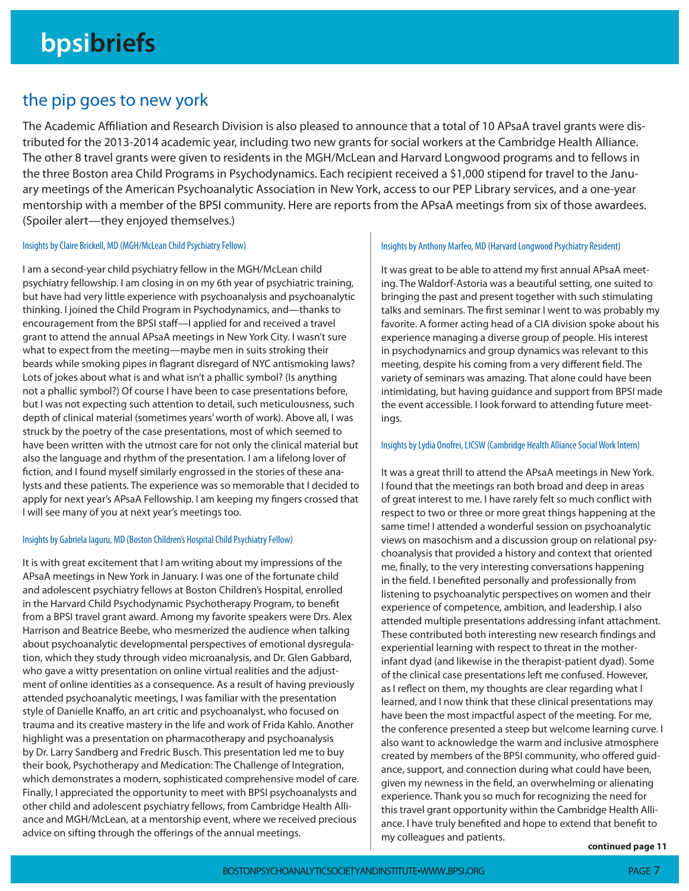## the pip goes to new york

The Academic Affiliation and Research Division is also pleased to announce that a total of 10 APsaA travel grants were distributed for the 2013-2014 academic year, including two new grants for social workers at the Cambridge Health Alliance. The other 8 travel grants were given to residents in the MGH/McLean and Harvard Longwood programs and to fellows in the three Boston area Child Programs in Psychodynamics. Each recipient received a $1,000 stipend for travel to the January meetings of the American Psychoanalytic Association in New York, access to our PEP Library services, and a one-year mentorship with a member of the BPSI community. Here are reports from the APsaA meetings from six of those awardees. (Spoiler alert—they enjoyed themselves.)

#### Insights by Claire Brickell, MD (MGH/McLean Child Psychiatry Fellow)

I am a second-year child psychiatry fellow in the MGH/McLean child psychiatry fellowship. I am closing in on my 6th year of psychiatric training, but have had very little experience with psychoanalysis and psychoanalytic thinking. I joined the Child Program in Psychodynamics, and—thanks to encouragement from the BPSI staff—I applied for and received a travel grant to attend the annual APsaA meetings in New York City. I wasn't sure what to expect from the meeting—maybe men in suits stroking their beards while smoking pipes in flagrant disregard of NYC antismoking laws? Lots of jokes about what is and what isn't a phallic symbol? (Is anything not a phallic symbol?) Of course I have been to case presentations before, but I was not expecting such attention to detail, such meticulousness, such depth of clinical material (sometimes years' worth of work). Above all, I was struck by the poetry of the case presentations, most of which seemed to have been written with the utmost care for not only the clinical material but also the language and rhythm of the presentation. I am a lifelong lover of fiction, and I found myself similarly engrossed in the stories of these analysts and these patients. The experience was so memorable that I decided to apply for next year's APsaA Fellowship. I am keeping my fingers crossed that I will see many of you at next year's meetings too.

#### Insights by Gabriela Iaguru, MD (Boston Children's Hospital Child Psychiatry Fellow)

It is with great excitement that I am writing about my impressions of the APsaA meetings in New York in January. I was one of the fortunate child and adolescent psychiatry fellows at Boston Children's Hospital, enrolled in the Harvard Child Psychodynamic Psychotherapy Program, to benefit from a BPSI travel grant award. Among my favorite speakers were Drs. Alex Harrison and Beatrice Beebe, who mesmerized the audience when talking about psychoanalytic developmental perspectives of emotional dysregulation, which they study through video microanalysis, and Dr. Glen Gabbard, who gave a witty presentation on online virtual realities and the adjustment of online identities as a consequence. As a result of having previously attended psychoanalytic meetings, I was familiar with the presentation style of Danielle Knaffo, an art critic and psychoanalyst, who focused on trauma and its creative mastery in the life and work of Frida Kahlo. Another highlight was a presentation on pharmacotherapy and psychoanalysis by Dr. Larry Sandberg and Fredric Busch. This presentation led me to buy their book, Psychotherapy and Medication: The Challenge of Integration, which demonstrates a modern, sophisticated comprehensive model of care. Finally, I appreciated the opportunity to meet with BPSI psychoanalysts and other child and adolescent psychiatry fellows, from Cambridge Health Alliance and MGH/McLean, at a mentorship event, where we received precious advice on sifting through the offerings of the annual meetings.

#### Insights by Anthony Marfeo, MD (Harvard Longwood Psychiatry Resident)

It was great to be able to attend my first annual APsaA meeting. The Waldorf-Astoria was a beautiful setting, one suited to bringing the past and present together with such stimulating talks and seminars. The first seminar I went to was probably my favorite. A former acting head of a CIA division spoke about his experience managing a diverse group of people. His interest in psychodynamics and group dynamics was relevant to this meeting, despite his coming from a very different field. The variety of seminars was amazing. That alone could have been intimidating, but having guidance and support from BPSI made the event accessible. I look forward to attending future meetings.

#### Insights by Lydia Onofrei, LICSW (Cambridge Health Alliance Social Work Intern)

It was a great thrill to attend the APsaA meetings in New York. I found that the meetings ran both broad and deep in areas of great interest to me. I have rarely felt so much conflict with respect to two or three or more great things happening at the same time! I attended a wonderful session on psychoanalytic views on masochism and a discussion group on relational psychoanalysis that provided a history and context that oriented me, finally, to the very interesting conversations happening in the field. I benefited personally and professionally from listening to psychoanalytic perspectives on women and their experience of competence, ambition, and leadership. I also attended multiple presentations addressing infant attachment. These contributed both interesting new research findings and experiential learning with respect to threat in the mother-infant dyad (and likewise in the therapist-patient dyad). Some of the clinical case presentations left me confused. However, as I reflect on them, my thoughts are clear regarding what I learned, and I now think that these clinical presentations may have been the most impactful aspect of the meeting. For me, the conference presented a steep but welcome learning curve. I also want to acknowledge the warm and inclusive atmosphere created by members of the BPSI community, who offered guidance, support, and connection during what could have been, given my newness in the field, an overwhelming or alienating experience. Thank you so much for recognizing the need for this travel grant opportunity within the Cambridge Health Alliance. I have truly benefited and hope to extend that benefit to my colleagues and patients.

**continued page 11**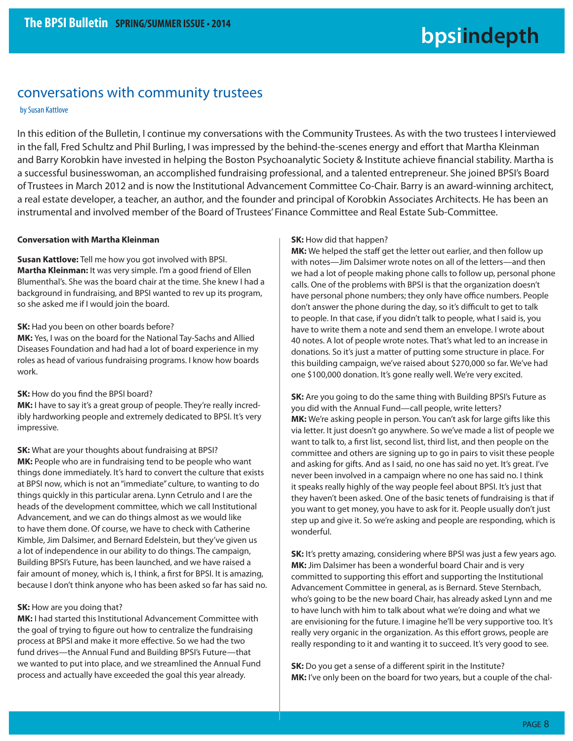## conversations with community trustees

by Susan Kattlove

In this edition of the Bulletin, I continue my conversations with the Community Trustees. As with the two trustees I interviewed in the fall, Fred Schultz and Phil Burling, I was impressed by the behind-the-scenes energy and effort that Martha Kleinman and Barry Korobkin have invested in helping the Boston Psychoanalytic Society & Institute achieve financial stability. Martha is a successful businesswoman, an accomplished fundraising professional, and a talented entrepreneur. She joined BPSI's Board of Trustees in March 2012 and is now the Institutional Advancement Committee Co-Chair. Barry is an award-winning architect, a real estate developer, a teacher, an author, and the founder and principal of Korobkin Associates Architects. He has been an instrumental and involved member of the Board of Trustees' Finance Committee and Real Estate Sub-Committee.

**Conversation with Martha Kleinman**

**Susan Kattlove:** Tell me how you got involved with BPSI.
**Martha Kleinman:** It was very simple. I'm a good friend of Ellen Blumenthal's. She was the board chair at the time. She knew I had a background in fundraising, and BPSI wanted to rev up its program, so she asked me if I would join the board.

**SK:** Had you been on other boards before?
**MK:** Yes, I was on the board for the National Tay-Sachs and Allied Diseases Foundation and had had a lot of board experience in my roles as head of various fundraising programs. I know how boards work.

**SK:** How do you find the BPSI board?
**MK:** I have to say it's a great group of people. They're really incredibly hardworking people and extremely dedicated to BPSI. It's very impressive.

**SK:** What are your thoughts about fundraising at BPSI?
**MK:** People who are in fundraising tend to be people who want things done immediately. It's hard to convert the culture that exists at BPSI now, which is not an "immediate" culture, to wanting to do things quickly in this particular arena. Lynn Cetrulo and I are the heads of the development committee, which we call Institutional Advancement, and we can do things almost as we would like to have them done. Of course, we have to check with Catherine Kimble, Jim Dalsimer, and Bernard Edelstein, but they've given us a lot of independence in our ability to do things. The campaign, Building BPSI's Future, has been launched, and we have raised a fair amount of money, which is, I think, a first for BPSI. It is amazing, because I don't think anyone who has been asked so far has said no.

**SK:** How are you doing that?
**MK:** I had started this Institutional Advancement Committee with the goal of trying to figure out how to centralize the fundraising process at BPSI and make it more effective. So we had the two fund drives—the Annual Fund and Building BPSI's Future—that we wanted to put into place, and we streamlined the Annual Fund process and actually have exceeded the goal this year already.

**SK:** How did that happen?
**MK:** We helped the staff get the letter out earlier, and then follow up with notes—Jim Dalsimer wrote notes on all of the letters—and then we had a lot of people making phone calls to follow up, personal phone calls. One of the problems with BPSI is that the organization doesn't have personal phone numbers; they only have office numbers. People don't answer the phone during the day, so it's difficult to get to talk to people. In that case, if you didn't talk to people, what I said is, you have to write them a note and send them an envelope. I wrote about 40 notes. A lot of people wrote notes. That's what led to an increase in donations. So it's just a matter of putting some structure in place. For this building campaign, we've raised about $270,000 so far. We've had one $100,000 donation. It's gone really well. We're very excited.

**SK:** Are you going to do the same thing with Building BPSI's Future as you did with the Annual Fund—call people, write letters?
**MK:** We're asking people in person. You can't ask for large gifts like this via letter. It just doesn't go anywhere. So we've made a list of people we want to talk to, a first list, second list, third list, and then people on the committee and others are signing up to go in pairs to visit these people and asking for gifts. And as I said, no one has said no yet. It's great. I've never been involved in a campaign where no one has said no. I think it speaks really highly of the way people feel about BPSI. It's just that they haven't been asked. One of the basic tenets of fundraising is that if you want to get money, you have to ask for it. People usually don't just step up and give it. So we're asking and people are responding, which is wonderful.

**SK:** It's pretty amazing, considering where BPSI was just a few years ago.
**MK:** Jim Dalsimer has been a wonderful board Chair and is very committed to supporting this effort and supporting the Institutional Advancement Committee in general, as is Bernard. Steve Sternbach, who's going to be the new board Chair, has already asked Lynn and me to have lunch with him to talk about what we're doing and what we are envisioning for the future. I imagine he'll be very supportive too. It's really very organic in the organization. As this effort grows, people are really responding to it and wanting it to succeed. It's very good to see.

**SK:** Do you get a sense of a different spirit in the Institute?
**MK:** I've only been on the board for two years, but a couple of the chal-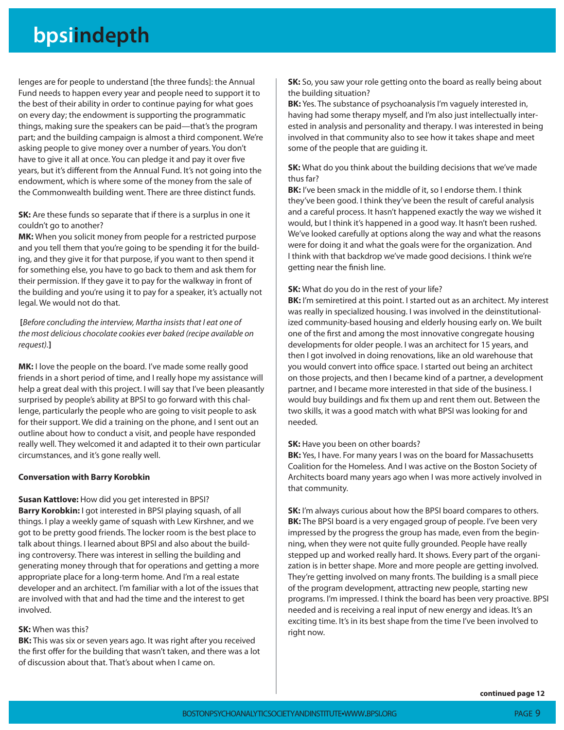lenges are for people to understand [the three funds]: the Annual Fund needs to happen every year and people need to support it to the best of their ability in order to continue paying for what goes on every day; the endowment is supporting the programmatic things, making sure the speakers can be paid—that's the program part; and the building campaign is almost a third component. We're asking people to give money over a number of years. You don't have to give it all at once. You can pledge it and pay it over five years, but it's different from the Annual Fund. It's not going into the endowment, which is where some of the money from the sale of the Commonwealth building went. There are three distinct funds.

**SK:** Are these funds so separate that if there is a surplus in one it couldn't go to another?

**MK:** When you solicit money from people for a restricted purpose and you tell them that you're going to be spending it for the building, and they give it for that purpose, if you want to then spend it for something else, you have to go back to them and ask them for their permission. If they gave it to pay for the walkway in front of the building and you're using it to pay for a speaker, it's actually not legal. We would not do that.

**[***Before concluding the interview, Martha insists that I eat one of the most delicious chocolate cookies ever baked (recipe available on request).***]**

**MK:** I love the people on the board. I've made some really good friends in a short period of time, and I really hope my assistance will help a great deal with this project. I will say that I've been pleasantly surprised by people's ability at BPSI to go forward with this challenge, particularly the people who are going to visit people to ask for their support. We did a training on the phone, and I sent out an outline about how to conduct a visit, and people have responded really well. They welcomed it and adapted it to their own particular circumstances, and it's gone really well.

**Conversation with Barry Korobkin**

**Susan Kattlove:** How did you get interested in BPSI?

**Barry Korobkin:** I got interested in BPSI playing squash, of all things. I play a weekly game of squash with Lew Kirshner, and we got to be pretty good friends. The locker room is the best place to talk about things. I learned about BPSI and also about the building controversy. There was interest in selling the building and generating money through that for operations and getting a more appropriate place for a long-term home. And I'm a real estate developer and an architect. I'm familiar with a lot of the issues that are involved with that and had the time and the interest to get involved.

**SK:** When was this?

**BK:** This was six or seven years ago. It was right after you received the first offer for the building that wasn't taken, and there was a lot of discussion about that. That's about when I came on.

**SK:** So, you saw your role getting onto the board as really being about the building situation?

**BK:** Yes. The substance of psychoanalysis I'm vaguely interested in, having had some therapy myself, and I'm also just intellectually interested in analysis and personality and therapy. I was interested in being involved in that community also to see how it takes shape and meet some of the people that are guiding it.

**SK:** What do you think about the building decisions that we've made thus far?

**BK:** I've been smack in the middle of it, so I endorse them. I think they've been good. I think they've been the result of careful analysis and a careful process. It hasn't happened exactly the way we wished it would, but I think it's happened in a good way. It hasn't been rushed. We've looked carefully at options along the way and what the reasons were for doing it and what the goals were for the organization. And I think with that backdrop we've made good decisions. I think we're getting near the finish line.

**SK:** What do you do in the rest of your life?

**BK:** I'm semiretired at this point. I started out as an architect. My interest was really in specialized housing. I was involved in the deinstitutionalized community-based housing and elderly housing early on. We built one of the first and among the most innovative congregate housing developments for older people. I was an architect for 15 years, and then I got involved in doing renovations, like an old warehouse that you would convert into office space. I started out being an architect on those projects, and then I became kind of a partner, a development partner, and I became more interested in that side of the business. I would buy buildings and fix them up and rent them out. Between the two skills, it was a good match with what BPSI was looking for and needed.

**SK:** Have you been on other boards?

**BK:** Yes, I have. For many years I was on the board for Massachusetts Coalition for the Homeless. And I was active on the Boston Society of Architects board many years ago when I was more actively involved in that community.

**SK:** I'm always curious about how the BPSI board compares to others.

**BK:** The BPSI board is a very engaged group of people. I've been very impressed by the progress the group has made, even from the beginning, when they were not quite fully grounded. People have really stepped up and worked really hard. It shows. Every part of the organization is in better shape. More and more people are getting involved. They're getting involved on many fronts. The building is a small piece of the program development, attracting new people, starting new programs. I'm impressed. I think the board has been very proactive. BPSI needed and is receiving a real input of new energy and ideas. It's an exciting time. It's in its best shape from the time I've been involved to right now.

**continued page 12**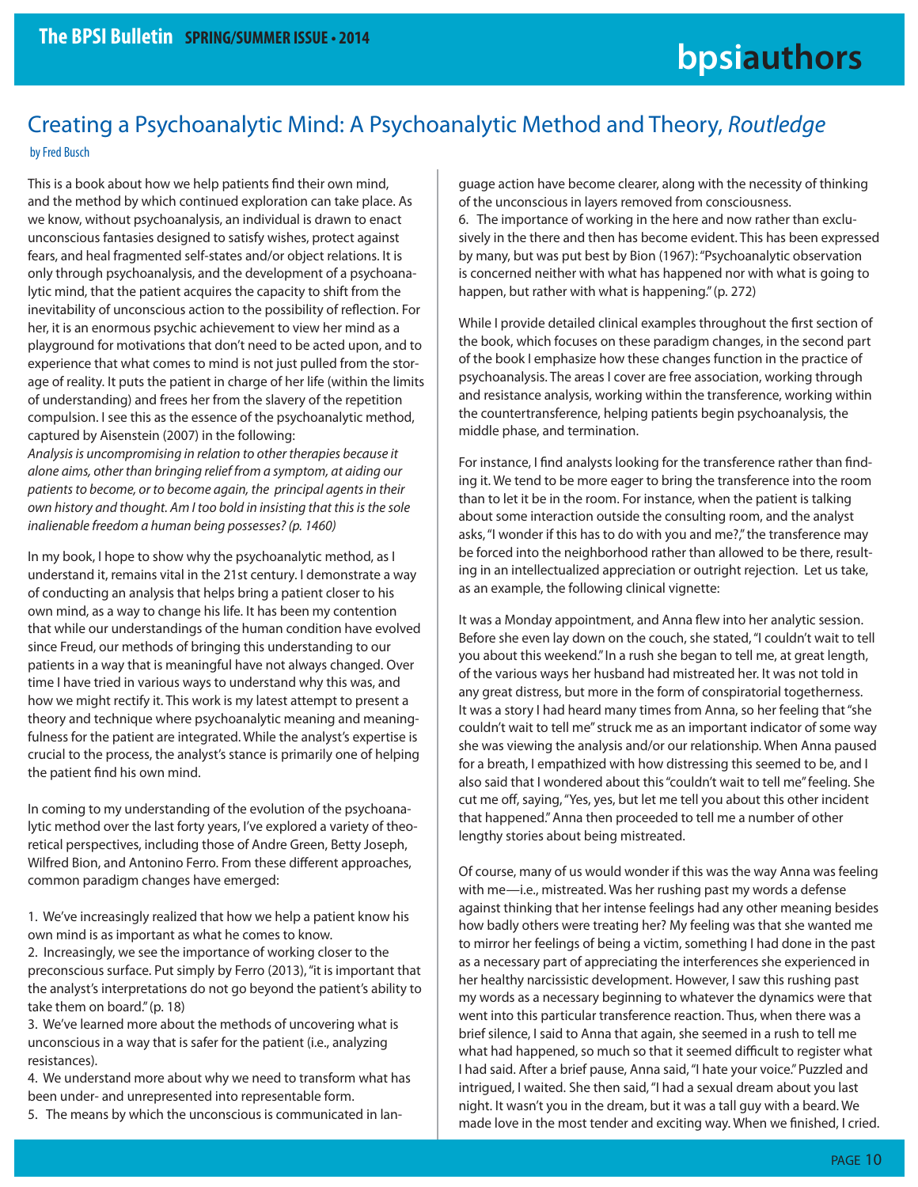## Creating a Psychoanalytic Mind: A Psychoanalytic Method and Theory, *Routledge*

by Fred Busch

This is a book about how we help patients find their own mind, and the method by which continued exploration can take place. As we know, without psychoanalysis, an individual is drawn to enact unconscious fantasies designed to satisfy wishes, protect against fears, and heal fragmented self-states and/or object relations. It is only through psychoanalysis, and the development of a psychoanalytic mind, that the patient acquires the capacity to shift from the inevitability of unconscious action to the possibility of reflection. For her, it is an enormous psychic achievement to view her mind as a playground for motivations that don't need to be acted upon, and to experience that what comes to mind is not just pulled from the storage of reality. It puts the patient in charge of her life (within the limits of understanding) and frees her from the slavery of the repetition compulsion. I see this as the essence of the psychoanalytic method, captured by Aisenstein (2007) in the following:

*Analysis is uncompromising in relation to other therapies because it alone aims, other than bringing relief from a symptom, at aiding our patients to become, or to become again, the principal agents in their own history and thought. Am I too bold in insisting that this is the sole inalienable freedom a human being possesses? (p. 1460)*

In my book, I hope to show why the psychoanalytic method, as I understand it, remains vital in the 21st century. I demonstrate a way of conducting an analysis that helps bring a patient closer to his own mind, as a way to change his life. It has been my contention that while our understandings of the human condition have evolved since Freud, our methods of bringing this understanding to our patients in a way that is meaningful have not always changed. Over time I have tried in various ways to understand why this was, and how we might rectify it. This work is my latest attempt to present a theory and technique where psychoanalytic meaning and meaningfulness for the patient are integrated. While the analyst's expertise is crucial to the process, the analyst's stance is primarily one of helping the patient find his own mind.

In coming to my understanding of the evolution of the psychoanalytic method over the last forty years, I've explored a variety of theoretical perspectives, including those of Andre Green, Betty Joseph, Wilfred Bion, and Antonino Ferro. From these different approaches, common paradigm changes have emerged:

1. We've increasingly realized that how we help a patient know his own mind is as important as what he comes to know.
2. Increasingly, we see the importance of working closer to the preconscious surface. Put simply by Ferro (2013), "it is important that the analyst's interpretations do not go beyond the patient's ability to take them on board." (p. 18)
3. We've learned more about the methods of uncovering what is unconscious in a way that is safer for the patient (i.e., analyzing resistances).
4. We understand more about why we need to transform what has been under- and unrepresented into representable form.
5. The means by which the unconscious is communicated in language action have become clearer, along with the necessity of thinking of the unconscious in layers removed from consciousness.
6. The importance of working in the here and now rather than exclusively in the there and then has become evident. This has been expressed by many, but was put best by Bion (1967): "Psychoanalytic observation is concerned neither with what has happened nor with what is going to happen, but rather with what is happening." (p. 272)

While I provide detailed clinical examples throughout the first section of the book, which focuses on these paradigm changes, in the second part of the book I emphasize how these changes function in the practice of psychoanalysis. The areas I cover are free association, working through and resistance analysis, working within the transference, working within the countertransference, helping patients begin psychoanalysis, the middle phase, and termination.

For instance, I find analysts looking for the transference rather than finding it. We tend to be more eager to bring the transference into the room than to let it be in the room. For instance, when the patient is talking about some interaction outside the consulting room, and the analyst asks, "I wonder if this has to do with you and me?," the transference may be forced into the neighborhood rather than allowed to be there, resulting in an intellectualized appreciation or outright rejection. Let us take, as an example, the following clinical vignette:

It was a Monday appointment, and Anna flew into her analytic session. Before she even lay down on the couch, she stated, "I couldn't wait to tell you about this weekend." In a rush she began to tell me, at great length, of the various ways her husband had mistreated her. It was not told in any great distress, but more in the form of conspiratorial togetherness. It was a story I had heard many times from Anna, so her feeling that "she couldn't wait to tell me" struck me as an important indicator of some way she was viewing the analysis and/or our relationship. When Anna paused for a breath, I empathized with how distressing this seemed to be, and I also said that I wondered about this "couldn't wait to tell me" feeling. She cut me off, saying, "Yes, yes, but let me tell you about this other incident that happened." Anna then proceeded to tell me a number of other lengthy stories about being mistreated.

Of course, many of us would wonder if this was the way Anna was feeling with me—i.e., mistreated. Was her rushing past my words a defense against thinking that her intense feelings had any other meaning besides how badly others were treating her? My feeling was that she wanted me to mirror her feelings of being a victim, something I had done in the past as a necessary part of appreciating the interferences she experienced in her healthy narcissistic development. However, I saw this rushing past my words as a necessary beginning to whatever the dynamics were that went into this particular transference reaction. Thus, when there was a brief silence, I said to Anna that again, she seemed in a rush to tell me what had happened, so much so that it seemed difficult to register what I had said. After a brief pause, Anna said, "I hate your voice." Puzzled and intrigued, I waited. She then said, "I had a sexual dream about you last night. It wasn't you in the dream, but it was a tall guy with a beard. We made love in the most tender and exciting way. When we finished, I cried.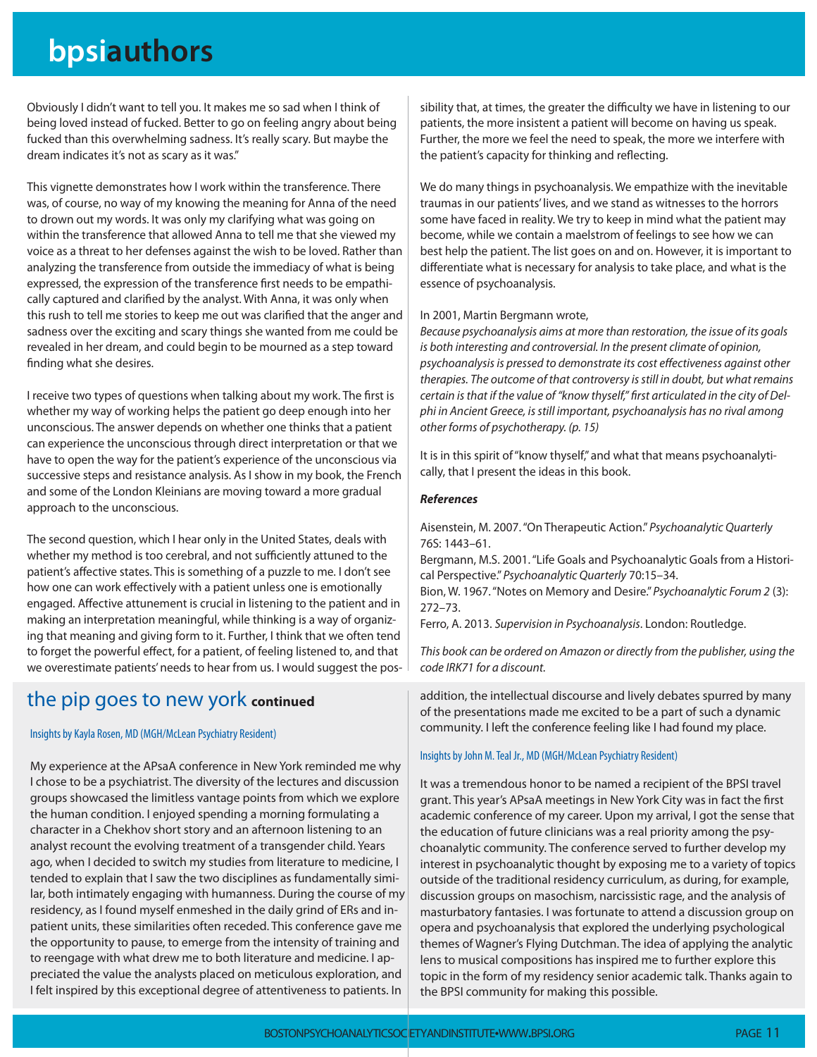Obviously I didn't want to tell you. It makes me so sad when I think of being loved instead of fucked. Better to go on feeling angry about being fucked than this overwhelming sadness. It's really scary. But maybe the dream indicates it's not as scary as it was."

This vignette demonstrates how I work within the transference. There was, of course, no way of my knowing the meaning for Anna of the need to drown out my words. It was only my clarifying what was going on within the transference that allowed Anna to tell me that she viewed my voice as a threat to her defenses against the wish to be loved. Rather than analyzing the transference from outside the immediacy of what is being expressed, the expression of the transference first needs to be empathically captured and clarified by the analyst. With Anna, it was only when this rush to tell me stories to keep me out was clarified that the anger and sadness over the exciting and scary things she wanted from me could be revealed in her dream, and could begin to be mourned as a step toward finding what she desires.

I receive two types of questions when talking about my work. The first is whether my way of working helps the patient go deep enough into her unconscious. The answer depends on whether one thinks that a patient can experience the unconscious through direct interpretation or that we have to open the way for the patient's experience of the unconscious via successive steps and resistance analysis. As I show in my book, the French and some of the London Kleinians are moving toward a more gradual approach to the unconscious.

The second question, which I hear only in the United States, deals with whether my method is too cerebral, and not sufficiently attuned to the patient's affective states. This is something of a puzzle to me. I don't see how one can work effectively with a patient unless one is emotionally engaged. Affective attunement is crucial in listening to the patient and in making an interpretation meaningful, while thinking is a way of organizing that meaning and giving form to it. Further, I think that we often tend to forget the powerful effect, for a patient, of feeling listened to, and that we overestimate patients' needs to hear from us. I would suggest the possibility that, at times, the greater the difficulty we have in listening to our patients, the more insistent a patient will become on having us speak. Further, the more we feel the need to speak, the more we interfere with the patient's capacity for thinking and reflecting.

We do many things in psychoanalysis. We empathize with the inevitable traumas in our patients' lives, and we stand as witnesses to the horrors some have faced in reality. We try to keep in mind what the patient may become, while we contain a maelstrom of feelings to see how we can best help the patient. The list goes on and on. However, it is important to differentiate what is necessary for analysis to take place, and what is the essence of psychoanalysis.

In 2001, Martin Bergmann wrote,

*Because psychoanalysis aims at more than restoration, the issue of its goals is both interesting and controversial. In the present climate of opinion, psychoanalysis is pressed to demonstrate its cost effectiveness against other therapies. The outcome of that controversy is still in doubt, but what remains certain is that if the value of "know thyself," first articulated in the city of Delphi in Ancient Greece, is still important, psychoanalysis has no rival among other forms of psychotherapy. (p. 15)*

It is in this spirit of "know thyself," and what that means psychoanalytically, that I present the ideas in this book.

***References***

Aisenstein, M. 2007. "On Therapeutic Action." *Psychoanalytic Quarterly* 76S: 1443–61.
Bergmann, M.S. 2001. "Life Goals and Psychoanalytic Goals from a Historical Perspective." *Psychoanalytic Quarterly* 70:15–34.
Bion, W. 1967. "Notes on Memory and Desire." *Psychoanalytic Forum 2* (3): 272–73.
Ferro, A. 2013. *Supervision in Psychoanalysis*. London: Routledge.

*This book can be ordered on Amazon or directly from the publisher, using the code IRK71 for a discount.*

## the pip goes to new york **continued**

Insights by Kayla Rosen, MD (MGH/McLean Psychiatry Resident)

My experience at the APsaA conference in New York reminded me why I chose to be a psychiatrist. The diversity of the lectures and discussion groups showcased the limitless vantage points from which we explore the human condition. I enjoyed spending a morning formulating a character in a Chekhov short story and an afternoon listening to an analyst recount the evolving treatment of a transgender child. Years ago, when I decided to switch my studies from literature to medicine, I tended to explain that I saw the two disciplines as fundamentally similar, both intimately engaging with humanness. During the course of my residency, as I found myself enmeshed in the daily grind of ERs and inpatient units, these similarities often receded. This conference gave me the opportunity to pause, to emerge from the intensity of training and to reengage with what drew me to both literature and medicine. I appreciated the value the analysts placed on meticulous exploration, and I felt inspired by this exceptional degree of attentiveness to patients. In addition, the intellectual discourse and lively debates spurred by many of the presentations made me excited to be a part of such a dynamic community. I left the conference feeling like I had found my place.

Insights by John M. Teal Jr., MD (MGH/McLean Psychiatry Resident)

It was a tremendous honor to be named a recipient of the BPSI travel grant. This year's APsaA meetings in New York City was in fact the first academic conference of my career. Upon my arrival, I got the sense that the education of future clinicians was a real priority among the psychoanalytic community. The conference served to further develop my interest in psychoanalytic thought by exposing me to a variety of topics outside of the traditional residency curriculum, as during, for example, discussion groups on masochism, narcissistic rage, and the analysis of masturbatory fantasies. I was fortunate to attend a discussion group on opera and psychoanalysis that explored the underlying psychological themes of Wagner's Flying Dutchman. The idea of applying the analytic lens to musical compositions has inspired me to further explore this topic in the form of my residency senior academic talk. Thanks again to the BPSI community for making this possible.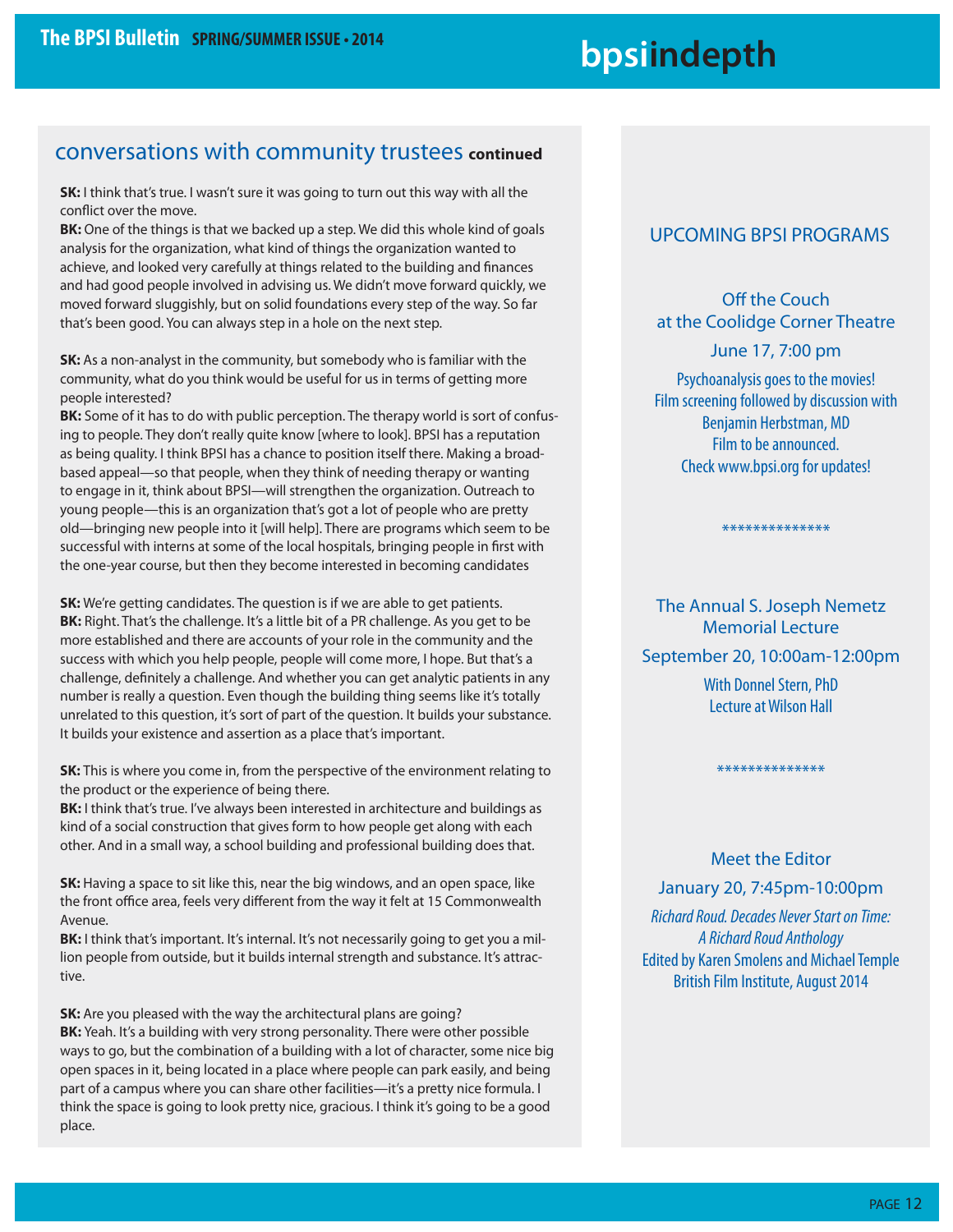## conversations with community trustees **continued**

**SK:** I think that's true. I wasn't sure it was going to turn out this way with all the conflict over the move.

**BK:** One of the things is that we backed up a step. We did this whole kind of goals analysis for the organization, what kind of things the organization wanted to achieve, and looked very carefully at things related to the building and finances and had good people involved in advising us. We didn't move forward quickly, we moved forward sluggishly, but on solid foundations every step of the way. So far that's been good. You can always step in a hole on the next step.

**SK:** As a non-analyst in the community, but somebody who is familiar with the community, what do you think would be useful for us in terms of getting more people interested?

**BK:** Some of it has to do with public perception. The therapy world is sort of confusing to people. They don't really quite know [where to look]. BPSI has a reputation as being quality. I think BPSI has a chance to position itself there. Making a broad-based appeal—so that people, when they think of needing therapy or wanting to engage in it, think about BPSI—will strengthen the organization. Outreach to young people—this is an organization that's got a lot of people who are pretty old—bringing new people into it [will help]. There are programs which seem to be successful with interns at some of the local hospitals, bringing people in first with the one-year course, but then they become interested in becoming candidates

**SK:** We're getting candidates. The question is if we are able to get patients.

**BK:** Right. That's the challenge. It's a little bit of a PR challenge. As you get to be more established and there are accounts of your role in the community and the success with which you help people, people will come more, I hope. But that's a challenge, definitely a challenge. And whether you can get analytic patients in any number is really a question. Even though the building thing seems like it's totally unrelated to this question, it's sort of part of the question. It builds your substance. It builds your existence and assertion as a place that's important.

**SK:** This is where you come in, from the perspective of the environment relating to the product or the experience of being there.

**BK:** I think that's true. I've always been interested in architecture and buildings as kind of a social construction that gives form to how people get along with each other. And in a small way, a school building and professional building does that.

**SK:** Having a space to sit like this, near the big windows, and an open space, like the front office area, feels very different from the way it felt at 15 Commonwealth Avenue.

**BK:** I think that's important. It's internal. It's not necessarily going to get you a million people from outside, but it builds internal strength and substance. It's attractive.

**SK:** Are you pleased with the way the architectural plans are going?

**BK:** Yeah. It's a building with very strong personality. There were other possible ways to go, but the combination of a building with a lot of character, some nice big open spaces in it, being located in a place where people can park easily, and being part of a campus where you can share other facilities—it's a pretty nice formula. I think the space is going to look pretty nice, gracious. I think it's going to be a good place.

## UPCOMING BPSI PROGRAMS

### Off the Couch at the Coolidge Corner Theatre

June 17, 7:00 pm

Psychoanalysis goes to the movies!
Film screening followed by discussion with Benjamin Herbstman, MD
Film to be announced.
Check www.bpsi.org for updates!

**************

### The Annual S. Joseph Nemetz Memorial Lecture

September 20, 10:00am-12:00pm

With Donnel Stern, PhD
Lecture at Wilson Hall

**************

### Meet the Editor

January 20, 7:45pm-10:00pm

*Richard Roud. Decades Never Start on Time: A Richard Roud Anthology*
Edited by Karen Smolens and Michael Temple
British Film Institute, August 2014